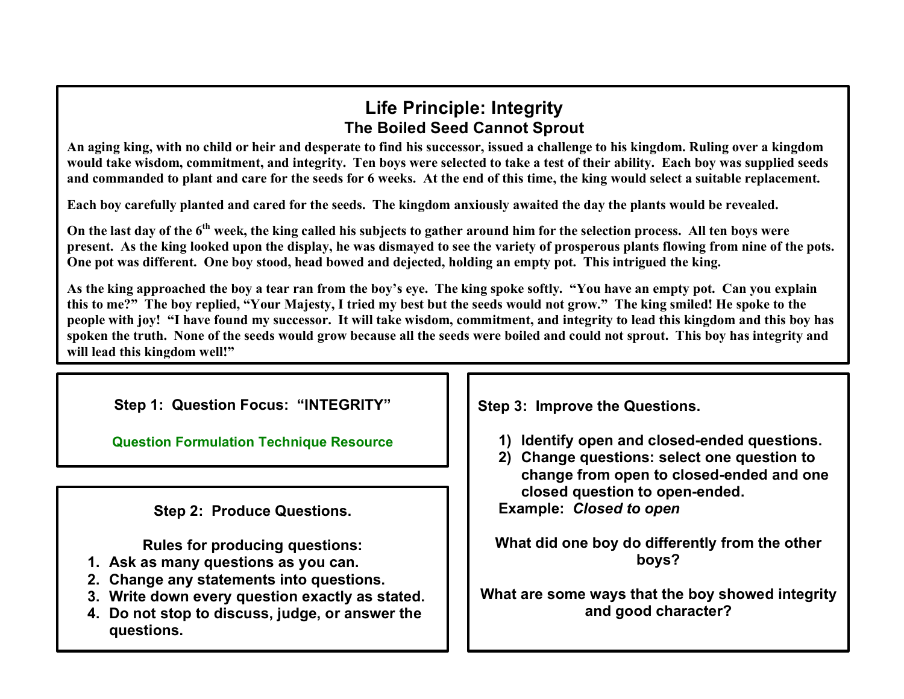# Life Principle: Integrity

## The Boiled Seed Cannot Sprout

**An aging king, with no child or heir and desperate to find his successor, issued a challenge to his kingdom. Ruling over a kingdom would take wisdom, commitment, and integrity. Ten boys were selected to take a test of their ability. Each boy was supplied seeds and commanded to plant and care for the seeds for 6 weeks. At the end of this time, the king would select a suitable replacement.**

**Each boy carefully planted and cared for the seeds. The kingdom anxiously awaited the day the plants would be revealed.**

**On the last day of the 6th week, the king called his subjects to gather around him for the selection process. All ten boys were present. As the king looked upon the display, he was dismayed to see the variety of prosperous plants flowing from nine of the pots. One pot was different. One boy stood, head bowed and dejected, holding an empty pot. This intrigued the king.**

**As the king approached the boy a tear ran from the boy's eye. The king spoke softly. "You have an empty pot. Can you explain this to me?" The boy replied, "Your Majesty, I tried my best but the seeds would not grow." The king smiled! He spoke to the people with joy! "I have found my successor. It will take wisdom, commitment, and integrity to lead this kingdom and this boy has spoken the truth. None of the seeds would grow because all the seeds were boiled and could not sprout. This boy has integrity and will lead this kingdom well!"**

**Step 1: Question Focus: "INTEGRITY"**

Question Formulation Technique Resource

**Step 2: Produce Questions.**

**Rules for producing questions:**

1. **Ask as many questions as you can.**
2. **Change any statements into questions.**
3. **Write down every question exactly as stated.**
4. **Do not stop to discuss, judge, or answer the questions.**

**Step 3: Improve the Questions.**

1) **Identify open and closed-ended questions.**
2) **Change questions: select one question to change from open to closed-ended and one closed question to open-ended.**

**Example:** ***Closed to open***

**What did one boy do differently from the other boys?**

**What are some ways that the boy showed integrity and good character?**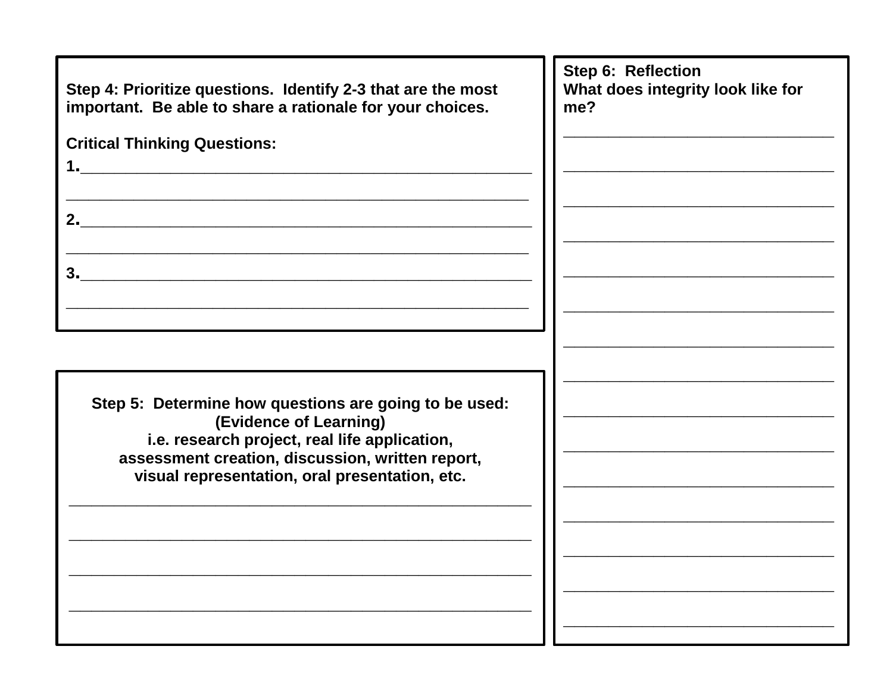**Step 4: Prioritize questions. Identify 2-3 that are the most important. Be able to share a rationale for your choices.**

**Critical Thinking Questions:**

**1.**________________________________________________________

__________________________________________________________

**2.**________________________________________________________

__________________________________________________________

**3.**________________________________________________________

__________________________________________________________

**Step 5: Determine how questions are going to be used: (Evidence of Learning)**
**i.e. research project, real life application, assessment creation, discussion, written report, visual representation, oral presentation, etc.**

__________________________________________________________

__________________________________________________________

__________________________________________________________

__________________________________________________________

**Step 6: Reflection**
**What does integrity look like for me?**

_________________________________

_________________________________

_________________________________

_________________________________

_________________________________

_________________________________

_________________________________

_________________________________

_________________________________

_________________________________

_________________________________

_________________________________

_________________________________

_________________________________

_________________________________